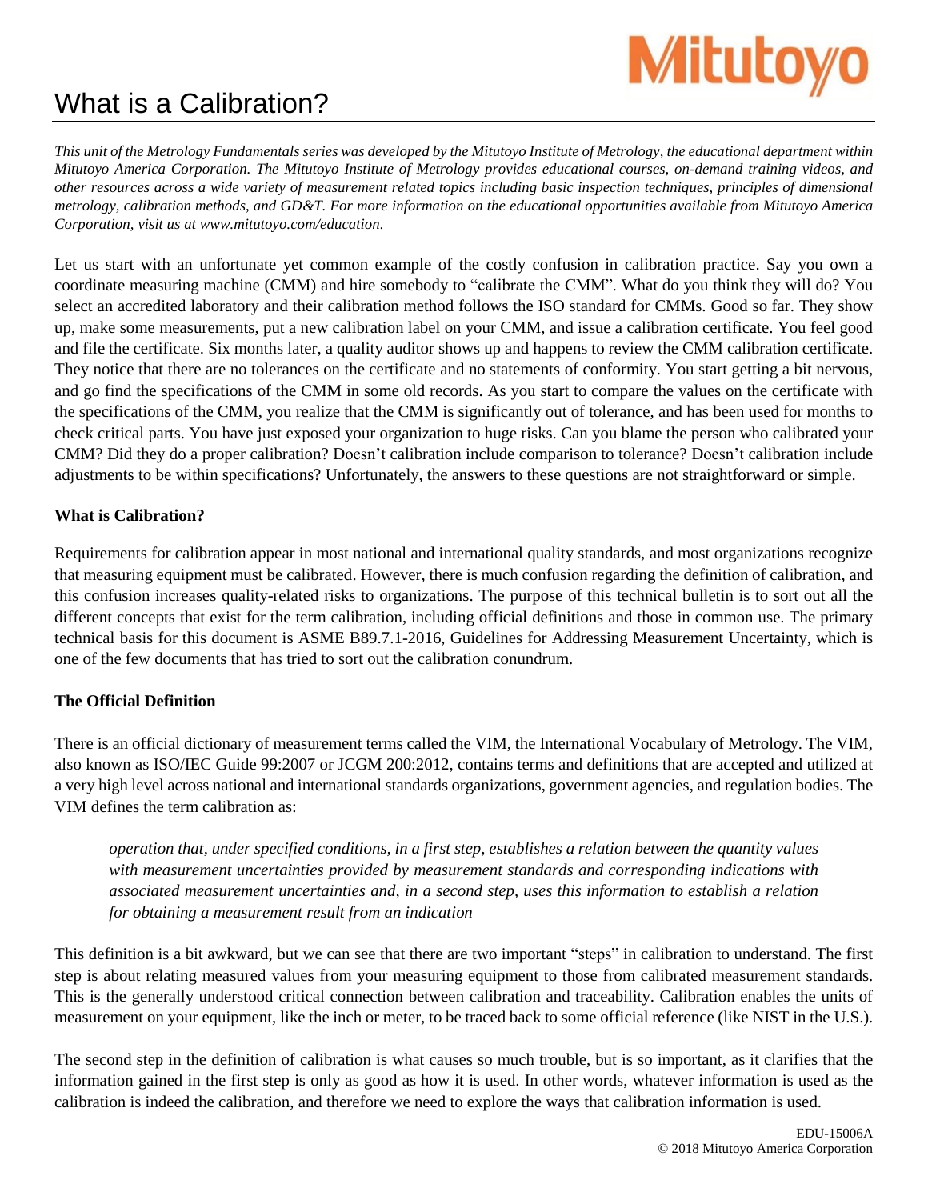# What is a Calibration?

*This unit of the Metrology Fundamentals series was developed by the Mitutoyo Institute of Metrology, the educational department within Mitutoyo America Corporation. The Mitutoyo Institute of Metrology provides educational courses, on-demand training videos, and other resources across a wide variety of measurement related topics including basic inspection techniques, principles of dimensional metrology, calibration methods, and GD&T. For more information on the educational opportunities available from Mitutoyo America Corporation, visit us at www.mitutoyo.com/education.*

Let us start with an unfortunate yet common example of the costly confusion in calibration practice. Say you own a coordinate measuring machine (CMM) and hire somebody to "calibrate the CMM". What do you think they will do? You select an accredited laboratory and their calibration method follows the ISO standard for CMMs. Good so far. They show up, make some measurements, put a new calibration label on your CMM, and issue a calibration certificate. You feel good and file the certificate. Six months later, a quality auditor shows up and happens to review the CMM calibration certificate. They notice that there are no tolerances on the certificate and no statements of conformity. You start getting a bit nervous, and go find the specifications of the CMM in some old records. As you start to compare the values on the certificate with the specifications of the CMM, you realize that the CMM is significantly out of tolerance, and has been used for months to check critical parts. You have just exposed your organization to huge risks. Can you blame the person who calibrated your CMM? Did they do a proper calibration? Doesn't calibration include comparison to tolerance? Doesn't calibration include adjustments to be within specifications? Unfortunately, the answers to these questions are not straightforward or simple.

**What is Calibration?**

Requirements for calibration appear in most national and international quality standards, and most organizations recognize that measuring equipment must be calibrated. However, there is much confusion regarding the definition of calibration, and this confusion increases quality-related risks to organizations. The purpose of this technical bulletin is to sort out all the different concepts that exist for the term calibration, including official definitions and those in common use. The primary technical basis for this document is ASME B89.7.1-2016, Guidelines for Addressing Measurement Uncertainty, which is one of the few documents that has tried to sort out the calibration conundrum.

**The Official Definition**

There is an official dictionary of measurement terms called the VIM, the International Vocabulary of Metrology. The VIM, also known as ISO/IEC Guide 99:2007 or JCGM 200:2012, contains terms and definitions that are accepted and utilized at a very high level across national and international standards organizations, government agencies, and regulation bodies. The VIM defines the term calibration as:

> *operation that, under specified conditions, in a first step, establishes a relation between the quantity values with measurement uncertainties provided by measurement standards and corresponding indications with associated measurement uncertainties and, in a second step, uses this information to establish a relation for obtaining a measurement result from an indication*

This definition is a bit awkward, but we can see that there are two important "steps" in calibration to understand. The first step is about relating measured values from your measuring equipment to those from calibrated measurement standards. This is the generally understood critical connection between calibration and traceability. Calibration enables the units of measurement on your equipment, like the inch or meter, to be traced back to some official reference (like NIST in the U.S.).

The second step in the definition of calibration is what causes so much trouble, but is so important, as it clarifies that the information gained in the first step is only as good as how it is used. In other words, whatever information is used as the calibration is indeed the calibration, and therefore we need to explore the ways that calibration information is used.

EDU-15006A
© 2018 Mitutoyo America Corporation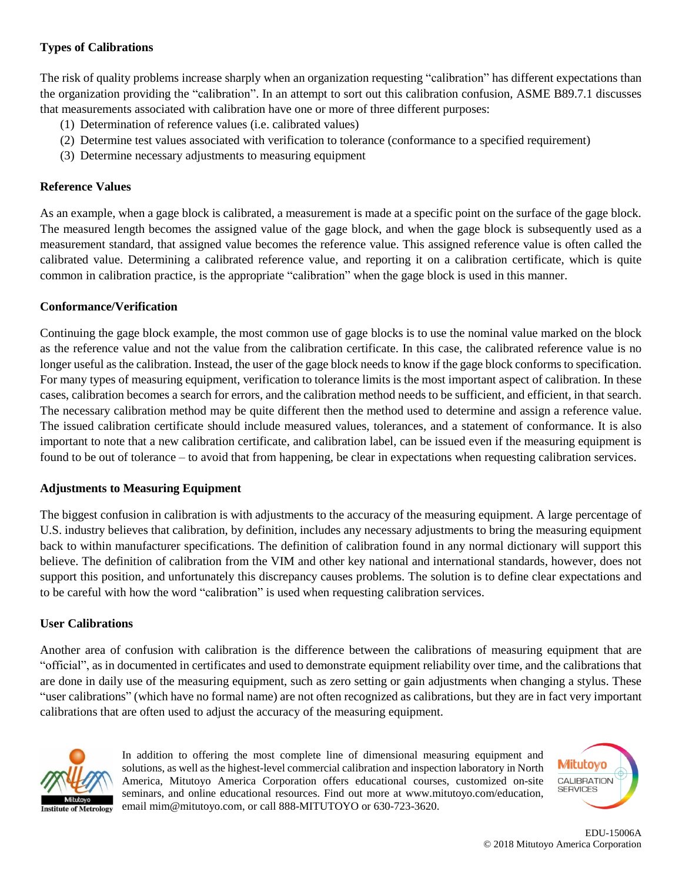### Types of Calibrations

The risk of quality problems increase sharply when an organization requesting "calibration" has different expectations than the organization providing the "calibration". In an attempt to sort out this calibration confusion, ASME B89.7.1 discusses that measurements associated with calibration have one or more of three different purposes:

1. Determination of reference values (i.e. calibrated values)
2. Determine test values associated with verification to tolerance (conformance to a specified requirement)
3. Determine necessary adjustments to measuring equipment

### Reference Values

As an example, when a gage block is calibrated, a measurement is made at a specific point on the surface of the gage block. The measured length becomes the assigned value of the gage block, and when the gage block is subsequently used as a measurement standard, that assigned value becomes the reference value. This assigned reference value is often called the calibrated value. Determining a calibrated reference value, and reporting it on a calibration certificate, which is quite common in calibration practice, is the appropriate "calibration" when the gage block is used in this manner.

### Conformance/Verification

Continuing the gage block example, the most common use of gage blocks is to use the nominal value marked on the block as the reference value and not the value from the calibration certificate. In this case, the calibrated reference value is no longer useful as the calibration. Instead, the user of the gage block needs to know if the gage block conforms to specification. For many types of measuring equipment, verification to tolerance limits is the most important aspect of calibration. In these cases, calibration becomes a search for errors, and the calibration method needs to be sufficient, and efficient, in that search. The necessary calibration method may be quite different then the method used to determine and assign a reference value. The issued calibration certificate should include measured values, tolerances, and a statement of conformance. It is also important to note that a new calibration certificate, and calibration label, can be issued even if the measuring equipment is found to be out of tolerance – to avoid that from happening, be clear in expectations when requesting calibration services.

### Adjustments to Measuring Equipment

The biggest confusion in calibration is with adjustments to the accuracy of the measuring equipment. A large percentage of U.S. industry believes that calibration, by definition, includes any necessary adjustments to bring the measuring equipment back to within manufacturer specifications. The definition of calibration found in any normal dictionary will support this believe. The definition of calibration from the VIM and other key national and international standards, however, does not support this position, and unfortunately this discrepancy causes problems. The solution is to define clear expectations and to be careful with how the word "calibration" is used when requesting calibration services.

### User Calibrations

Another area of confusion with calibration is the difference between the calibrations of measuring equipment that are "official", as in documented in certificates and used to demonstrate equipment reliability over time, and the calibrations that are done in daily use of the measuring equipment, such as zero setting or gain adjustments when changing a stylus. These "user calibrations" (which have no formal name) are not often recognized as calibrations, but they are in fact very important calibrations that are often used to adjust the accuracy of the measuring equipment.

Mitutoyo Institute of Metrology

In addition to offering the most complete line of dimensional measuring equipment and solutions, as well as the highest-level commercial calibration and inspection laboratory in North America, Mitutoyo America Corporation offers educational courses, customized on-site seminars, and online educational resources. Find out more at www.mitutoyo.com/education, email mim@mitutoyo.com, or call 888-MITUTOYO or 630-723-3620.

Mitutoyo CALIBRATION SERVICES

EDU-15006A
© 2018 Mitutoyo America Corporation